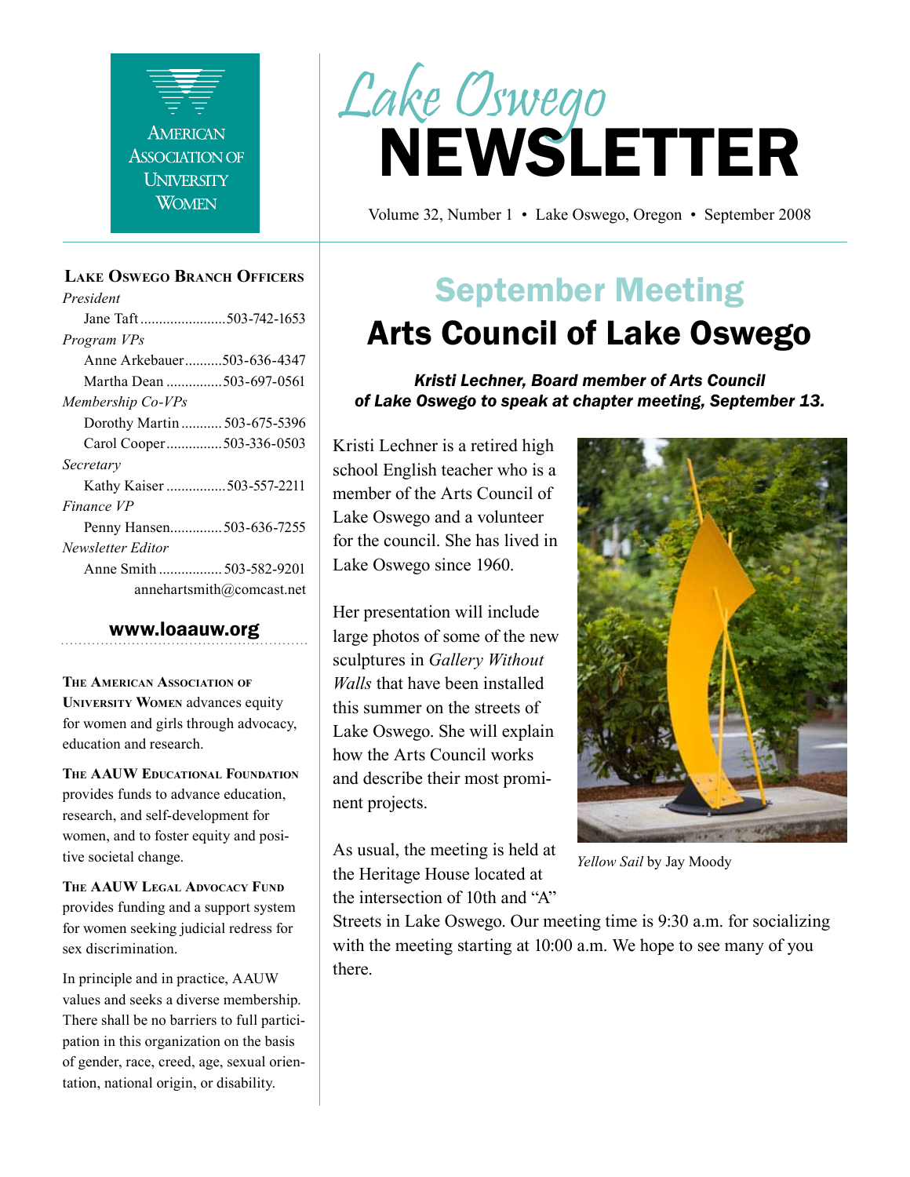AMERICAN ASSOCIATION OF UNIVERSITY WOMEN

# Lake Oswego NEWSLETTER

Volume 32, Number 1 • Lake Oswego, Oregon • September 2008

## Lake Oswego Branch Officers

*President*
Jane Taft .......................503-742-1653

*Program VPs*
Anne Arkebauer..........503-636-4347
Martha Dean ...............503-697-0561

*Membership Co-VPs*
Dorothy Martin ........... 503-675-5396
Carol Cooper...............503-336-0503

*Secretary*
Kathy Kaiser ................503-557-2211

*Finance VP*
Penny Hansen.............503-636-7255

*Newsletter Editor*
Anne Smith ................. 503-582-9201
annehartsmith@comcast.net

**www.loaauw.org**

**The American Association of University Women** advances equity for women and girls through advocacy, education and research.

**The AAUW Educational Foundation** provides funds to advance education, research, and self-development for women, and to foster equity and positive societal change.

**The AAUW Legal Advocacy Fund** provides funding and a support system for women seeking judicial redress for sex discrimination.

In principle and in practice, AAUW values and seeks a diverse membership. There shall be no barriers to full participation in this organization on the basis of gender, race, creed, age, sexual orientation, national origin, or disability.

## September Meeting

# Arts Council of Lake Oswego

***Kristi Lechner, Board member of Arts Council of Lake Oswego to speak at chapter meeting, September 13.***

Kristi Lechner is a retired high school English teacher who is a member of the Arts Council of Lake Oswego and a volunteer for the council. She has lived in Lake Oswego since 1960.

Her presentation will include large photos of some of the new sculptures in *Gallery Without Walls* that have been installed this summer on the streets of Lake Oswego. She will explain how the Arts Council works and describe their most prominent projects.

*Yellow Sail* by Jay Moody

As usual, the meeting is held at the Heritage House located at the intersection of 10th and "A" Streets in Lake Oswego. Our meeting time is 9:30 a.m. for socializing with the meeting starting at 10:00 a.m. We hope to see many of you there.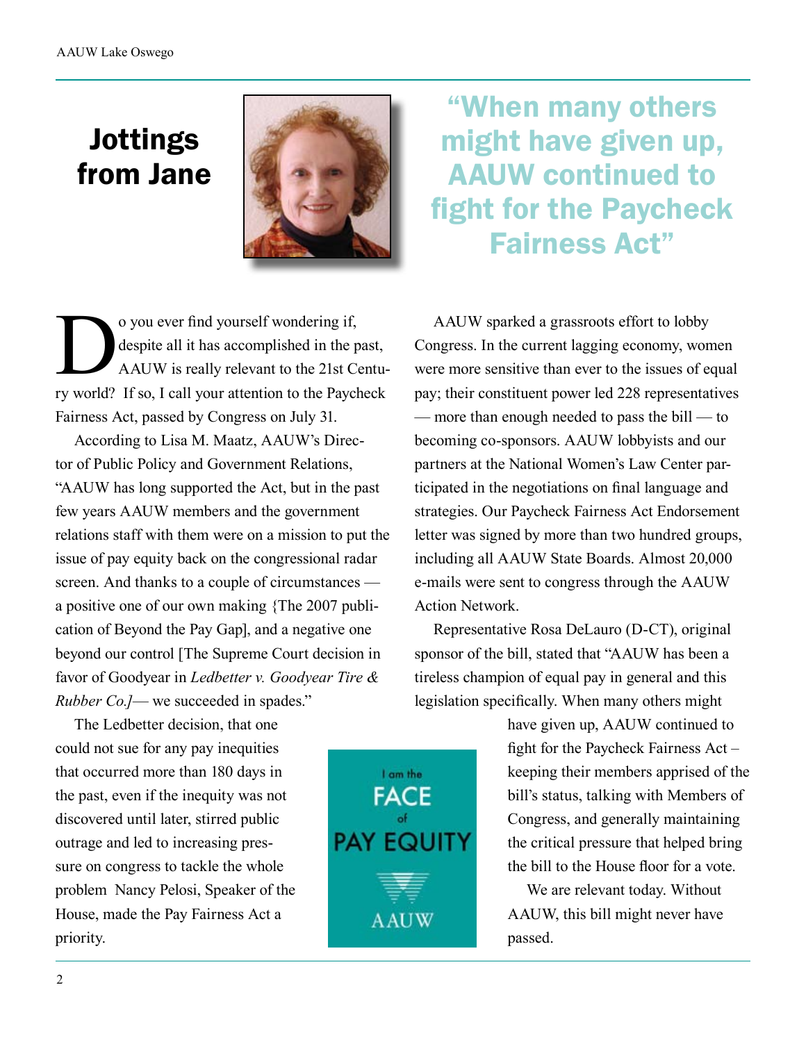# Jottings from Jane

> **"When many others might have given up, AAUW continued to fight for the Paycheck Fairness Act"**

Do you ever find yourself wondering if, despite all it has accomplished in the past, AAUW is really relevant to the 21st Century world? If so, I call your attention to the Paycheck Fairness Act, passed by Congress on July 31.

According to Lisa M. Maatz, AAUW's Director of Public Policy and Government Relations, "AAUW has long supported the Act, but in the past few years AAUW members and the government relations staff with them were on a mission to put the issue of pay equity back on the congressional radar screen. And thanks to a couple of circumstances — a positive one of our own making {The 2007 publication of Beyond the Pay Gap], and a negative one beyond our control [The Supreme Court decision in favor of Goodyear in *Ledbetter v. Goodyear Tire & Rubber Co.]*— we succeeded in spades."

The Ledbetter decision, that one could not sue for any pay inequities that occurred more than 180 days in the past, even if the inequity was not discovered until later, stirred public outrage and led to increasing pressure on congress to tackle the whole problem Nancy Pelosi, Speaker of the House, made the Pay Fairness Act a priority.

I am the FACE of PAY EQUITY

AAUW

AAUW sparked a grassroots effort to lobby Congress. In the current lagging economy, women were more sensitive than ever to the issues of equal pay; their constituent power led 228 representatives — more than enough needed to pass the bill — to becoming co-sponsors. AAUW lobbyists and our partners at the National Women's Law Center participated in the negotiations on final language and strategies. Our Paycheck Fairness Act Endorsement letter was signed by more than two hundred groups, including all AAUW State Boards. Almost 20,000 e-mails were sent to congress through the AAUW Action Network.

Representative Rosa DeLauro (D-CT), original sponsor of the bill, stated that "AAUW has been a tireless champion of equal pay in general and this legislation specifically. When many others might have given up, AAUW continued to fight for the Paycheck Fairness Act – keeping their members apprised of the bill's status, talking with Members of Congress, and generally maintaining the critical pressure that helped bring the bill to the House floor for a vote.

We are relevant today. Without AAUW, this bill might never have passed.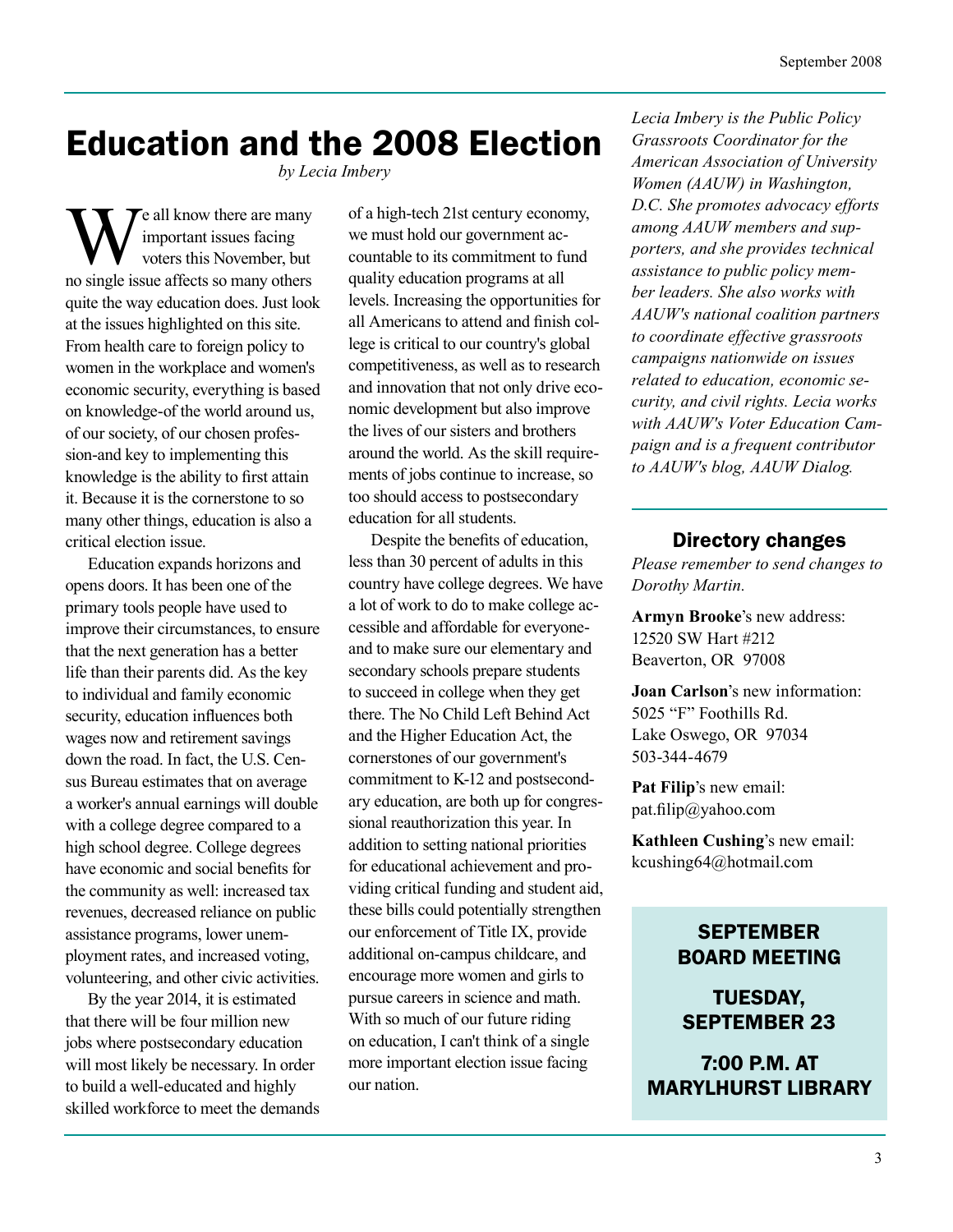# Education and the 2008 Election

*by Lecia Imbery*

We all know there are many important issues facing voters this November, but no single issue affects so many others quite the way education does. Just look at the issues highlighted on this site. From health care to foreign policy to women in the workplace and women's economic security, everything is based on knowledge-of the world around us, of our society, of our chosen profession-and key to implementing this knowledge is the ability to first attain it. Because it is the cornerstone to so many other things, education is also a critical election issue.

Education expands horizons and opens doors. It has been one of the primary tools people have used to improve their circumstances, to ensure that the next generation has a better life than their parents did. As the key to individual and family economic security, education influences both wages now and retirement savings down the road. In fact, the U.S. Census Bureau estimates that on average a worker's annual earnings will double with a college degree compared to a high school degree. College degrees have economic and social benefits for the community as well: increased tax revenues, decreased reliance on public assistance programs, lower unemployment rates, and increased voting, volunteering, and other civic activities.

By the year 2014, it is estimated that there will be four million new jobs where postsecondary education will most likely be necessary. In order to build a well-educated and highly skilled workforce to meet the demands of a high-tech 21st century economy, we must hold our government accountable to its commitment to fund quality education programs at all levels. Increasing the opportunities for all Americans to attend and finish college is critical to our country's global competitiveness, as well as to research and innovation that not only drive economic development but also improve the lives of our sisters and brothers around the world. As the skill requirements of jobs continue to increase, so too should access to postsecondary education for all students.

Despite the benefits of education, less than 30 percent of adults in this country have college degrees. We have a lot of work to do to make college accessible and affordable for everyone-and to make sure our elementary and secondary schools prepare students to succeed in college when they get there. The No Child Left Behind Act and the Higher Education Act, the cornerstones of our government's commitment to K-12 and postsecondary education, are both up for congressional reauthorization this year. In addition to setting national priorities for educational achievement and providing critical funding and student aid, these bills could potentially strengthen our enforcement of Title IX, provide additional on-campus childcare, and encourage more women and girls to pursue careers in science and math. With so much of our future riding on education, I can't think of a single more important election issue facing our nation.

*Lecia Imbery is the Public Policy Grassroots Coordinator for the American Association of University Women (AAUW) in Washington, D.C. She promotes advocacy efforts among AAUW members and supporters, and she provides technical assistance to public policy member leaders. She also works with AAUW's national coalition partners to coordinate effective grassroots campaigns nationwide on issues related to education, economic security, and civil rights. Lecia works with AAUW's Voter Education Campaign and is a frequent contributor to AAUW's blog, AAUW Dialog.*

## Directory changes

*Please remember to send changes to Dorothy Martin.*

**Armyn Brooke**'s new address:
12520 SW Hart #212
Beaverton, OR 97008

**Joan Carlson**'s new information:
5025 "F" Foothills Rd.
Lake Oswego, OR 97034
503-344-4679

**Pat Filip**'s new email:
pat.filip@yahoo.com

**Kathleen Cushing**'s new email:
kcushing64@hotmail.com

**SEPTEMBER BOARD MEETING**

**TUESDAY, SEPTEMBER 23**

**7:00 P.M. AT MARYLHURST LIBRARY**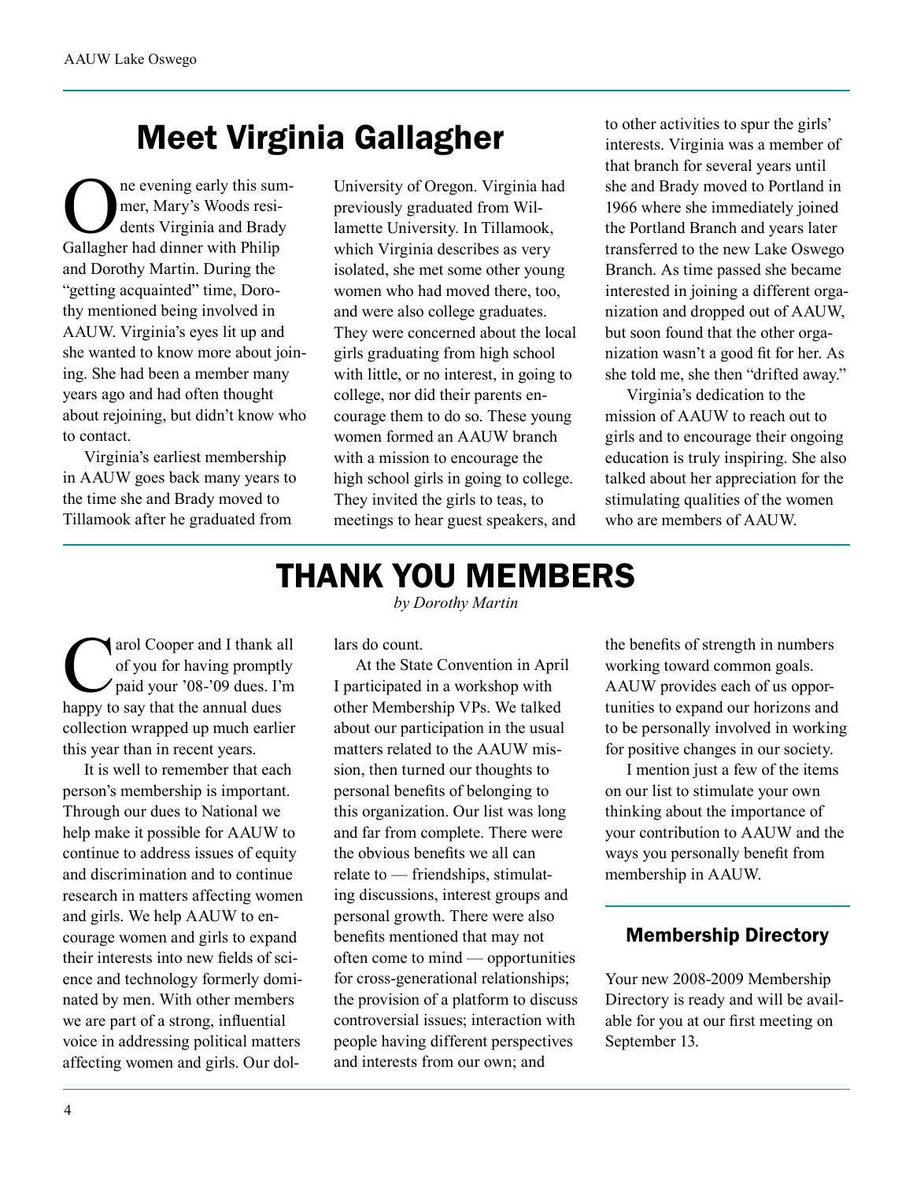# Meet Virginia Gallagher

One evening early this summer, Mary's Woods residents Virginia and Brady Gallagher had dinner with Philip and Dorothy Martin. During the "getting acquainted" time, Dorothy mentioned being involved in AAUW. Virginia's eyes lit up and she wanted to know more about joining. She had been a member many years ago and had often thought about rejoining, but didn't know who to contact.

Virginia's earliest membership in AAUW goes back many years to the time she and Brady moved to Tillamook after he graduated from University of Oregon. Virginia had previously graduated from Willamette University. In Tillamook, which Virginia describes as very isolated, she met some other young women who had moved there, too, and were also college graduates. They were concerned about the local girls graduating from high school with little, or no interest, in going to college, nor did their parents encourage them to do so. These young women formed an AAUW branch with a mission to encourage the high school girls in going to college. They invited the girls to teas, to meetings to hear guest speakers, and to other activities to spur the girls' interests. Virginia was a member of that branch for several years until she and Brady moved to Portland in 1966 where she immediately joined the Portland Branch and years later transferred to the new Lake Oswego Branch. As time passed she became interested in joining a different organization and dropped out of AAUW, but soon found that the other organization wasn't a good fit for her. As she told me, she then "drifted away."

Virginia's dedication to the mission of AAUW to reach out to girls and to encourage their ongoing education is truly inspiring. She also talked about her appreciation for the stimulating qualities of the women who are members of AAUW.

# THANK YOU MEMBERS

*by Dorothy Martin*

Carol Cooper and I thank all of you for having promptly paid your '08-'09 dues. I'm happy to say that the annual dues collection wrapped up much earlier this year than in recent years.

It is well to remember that each person's membership is important. Through our dues to National we help make it possible for AAUW to continue to address issues of equity and discrimination and to continue research in matters affecting women and girls. We help AAUW to encourage women and girls to expand their interests into new fields of science and technology formerly dominated by men. With other members we are part of a strong, influential voice in addressing political matters affecting women and girls. Our dollars do count.

At the State Convention in April I participated in a workshop with other Membership VPs. We talked about our participation in the usual matters related to the AAUW mission, then turned our thoughts to personal benefits of belonging to this organization. Our list was long and far from complete. There were the obvious benefits we all can relate to — friendships, stimulating discussions, interest groups and personal growth. There were also benefits mentioned that may not often come to mind — opportunities for cross-generational relationships; the provision of a platform to discuss controversial issues; interaction with people having different perspectives and interests from our own; and the benefits of strength in numbers working toward common goals. AAUW provides each of us opportunities to expand our horizons and to be personally involved in working for positive changes in our society.

I mention just a few of the items on our list to stimulate your own thinking about the importance of your contribution to AAUW and the ways you personally benefit from membership in AAUW.

## Membership Directory

Your new 2008-2009 Membership Directory is ready and will be available for you at our first meeting on September 13.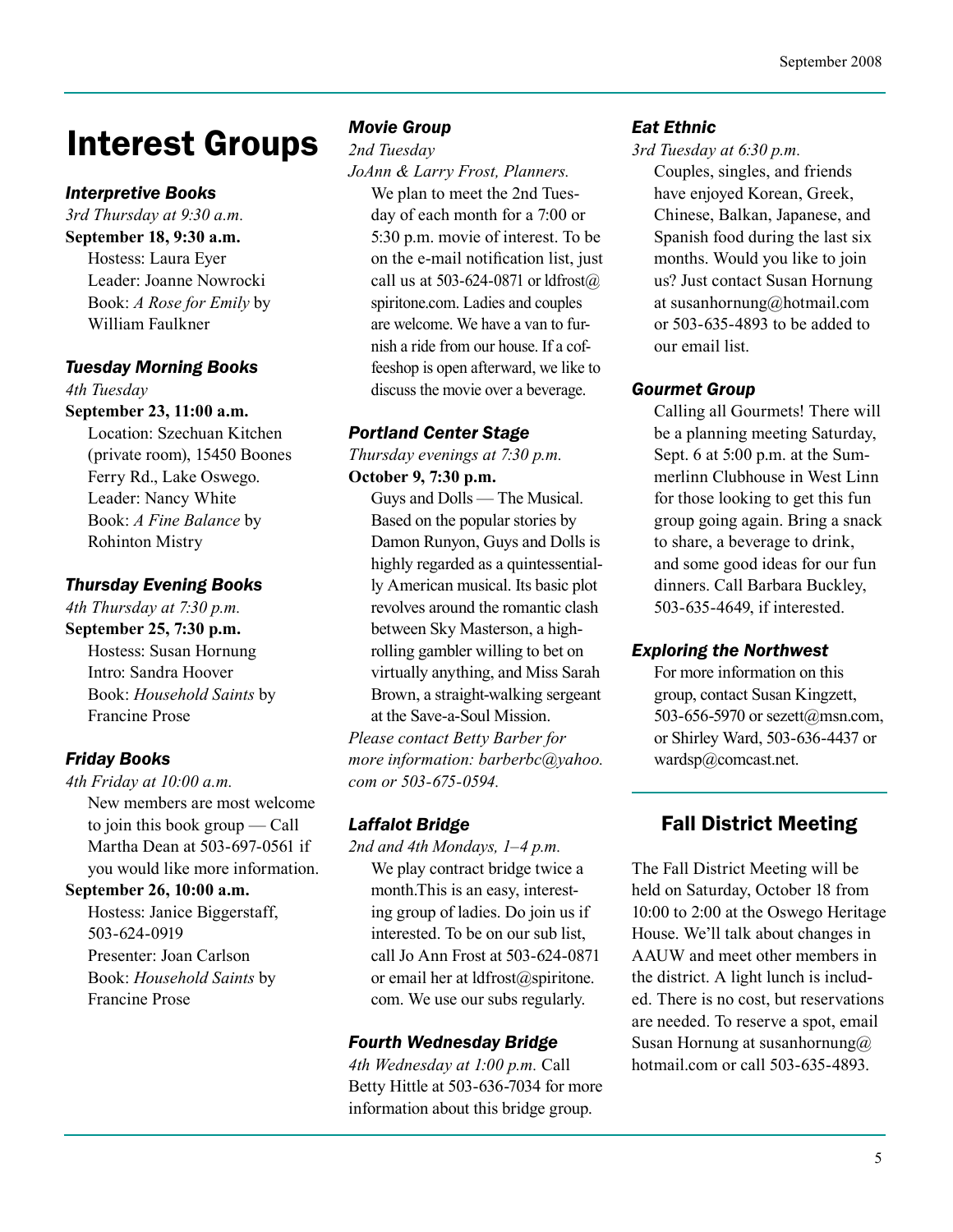# Interest Groups

### *Interpretive Books*

*3rd Thursday at 9:30 a.m.*

**September 18, 9:30 a.m.**

Hostess: Laura Eyer
Leader: Joanne Nowrocki
Book: *A Rose for Emily* by William Faulkner

### *Tuesday Morning Books*

*4th Tuesday*

**September 23, 11:00 a.m.**

Location: Szechuan Kitchen (private room), 15450 Boones Ferry Rd., Lake Oswego.
Leader: Nancy White
Book: *A Fine Balance* by Rohinton Mistry

### *Thursday Evening Books*

*4th Thursday at 7:30 p.m.*

**September 25, 7:30 p.m.**

Hostess: Susan Hornung
Intro: Sandra Hoover
Book: *Household Saints* by Francine Prose

### *Friday Books*

*4th Friday at 10:00 a.m.*

New members are most welcome to join this book group — Call Martha Dean at 503-697-0561 if you would like more information.

**September 26, 10:00 a.m.**

Hostess: Janice Biggerstaff, 503-624-0919
Presenter: Joan Carlson
Book: *Household Saints* by Francine Prose

### *Movie Group*

*2nd Tuesday*

*JoAnn & Larry Frost, Planners.*

We plan to meet the 2nd Tuesday of each month for a 7:00 or 5:30 p.m. movie of interest. To be on the e-mail notification list, just call us at 503-624-0871 or ldfrost@spiritone.com. Ladies and couples are welcome. We have a van to furnish a ride from our house. If a coffeeshop is open afterward, we like to discuss the movie over a beverage.

### *Portland Center Stage*

*Thursday evenings at 7:30 p.m.*

**October 9, 7:30 p.m.**

Guys and Dolls — The Musical. Based on the popular stories by Damon Runyon, Guys and Dolls is highly regarded as a quintessentially American musical. Its basic plot revolves around the romantic clash between Sky Masterson, a high-rolling gambler willing to bet on virtually anything, and Miss Sarah Brown, a straight-walking sergeant at the Save-a-Soul Mission.

*Please contact Betty Barber for more information: barberbc@yahoo.com or 503-675-0594.*

### *Laffalot Bridge*

*2nd and 4th Mondays, 1–4 p.m.*

We play contract bridge twice a month.This is an easy, interesting group of ladies. Do join us if interested. To be on our sub list, call Jo Ann Frost at 503-624-0871 or email her at ldfrost@spiritone.com. We use our subs regularly.

### *Fourth Wednesday Bridge*

*4th Wednesday at 1:00 p.m.* Call Betty Hittle at 503-636-7034 for more information about this bridge group.

### *Eat Ethnic*

*3rd Tuesday at 6:30 p.m.*

Couples, singles, and friends have enjoyed Korean, Greek, Chinese, Balkan, Japanese, and Spanish food during the last six months. Would you like to join us? Just contact Susan Hornung at susanhornung@hotmail.com or 503-635-4893 to be added to our email list.

### *Gourmet Group*

Calling all Gourmets! There will be a planning meeting Saturday, Sept. 6 at 5:00 p.m. at the Summerlinn Clubhouse in West Linn for those looking to get this fun group going again. Bring a snack to share, a beverage to drink, and some good ideas for our fun dinners. Call Barbara Buckley, 503-635-4649, if interested.

### *Exploring the Northwest*

For more information on this group, contact Susan Kingzett, 503-656-5970 or sezett@msn.com, or Shirley Ward, 503-636-4437 or wardsp@comcast.net.

## Fall District Meeting

The Fall District Meeting will be held on Saturday, October 18 from 10:00 to 2:00 at the Oswego Heritage House. We'll talk about changes in AAUW and meet other members in the district. A light lunch is included. There is no cost, but reservations are needed. To reserve a spot, email Susan Hornung at susanhornung@hotmail.com or call 503-635-4893.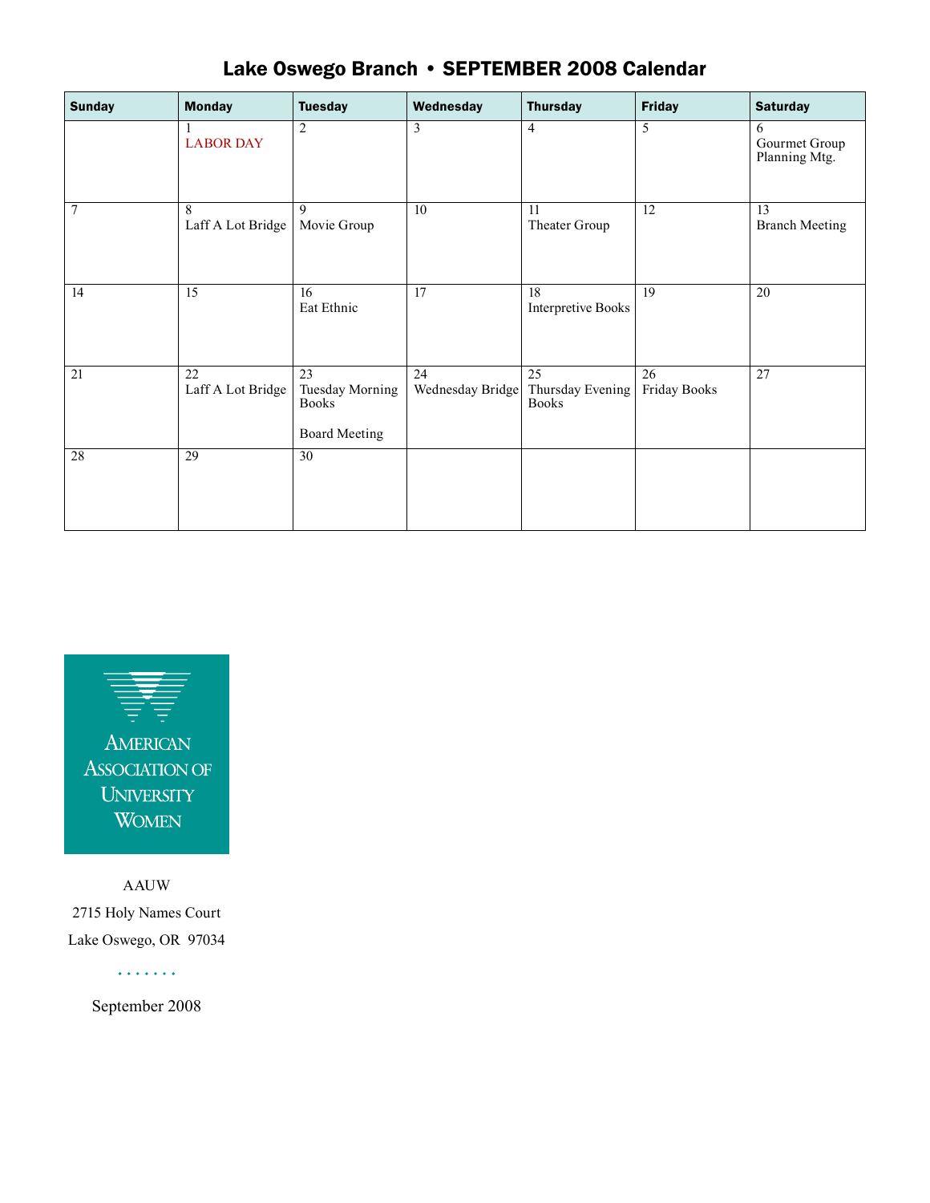# Lake Oswego Branch • SEPTEMBER 2008 Calendar

| Sunday | Monday | Tuesday | Wednesday | Thursday | Friday | Saturday |
|---|---|---|---|---|---|---|
| | 1 LABOR DAY | 2 | 3 | 4 | 5 | 6 Gourmet Group Planning Mtg. |
| 7 | 8 Laff A Lot Bridge | 9 Movie Group | 10 | 11 Theater Group | 12 | 13 Branch Meeting |
| 14 | 15 | 16 Eat Ethnic | 17 | 18 Interpretive Books | 19 | 20 |
| 21 | 22 Laff A Lot Bridge | 23 Tuesday Morning Books<br><br>Board Meeting | 24 Wednesday Bridge | 25 Thursday Evening Books | 26 Friday Books | 27 |
| 28 | 29 | 30 | | | | |

AMERICAN ASSOCIATION OF UNIVERSITY WOMEN

AAUW

2715 Holy Names Court

Lake Oswego, OR 97034

September 2008